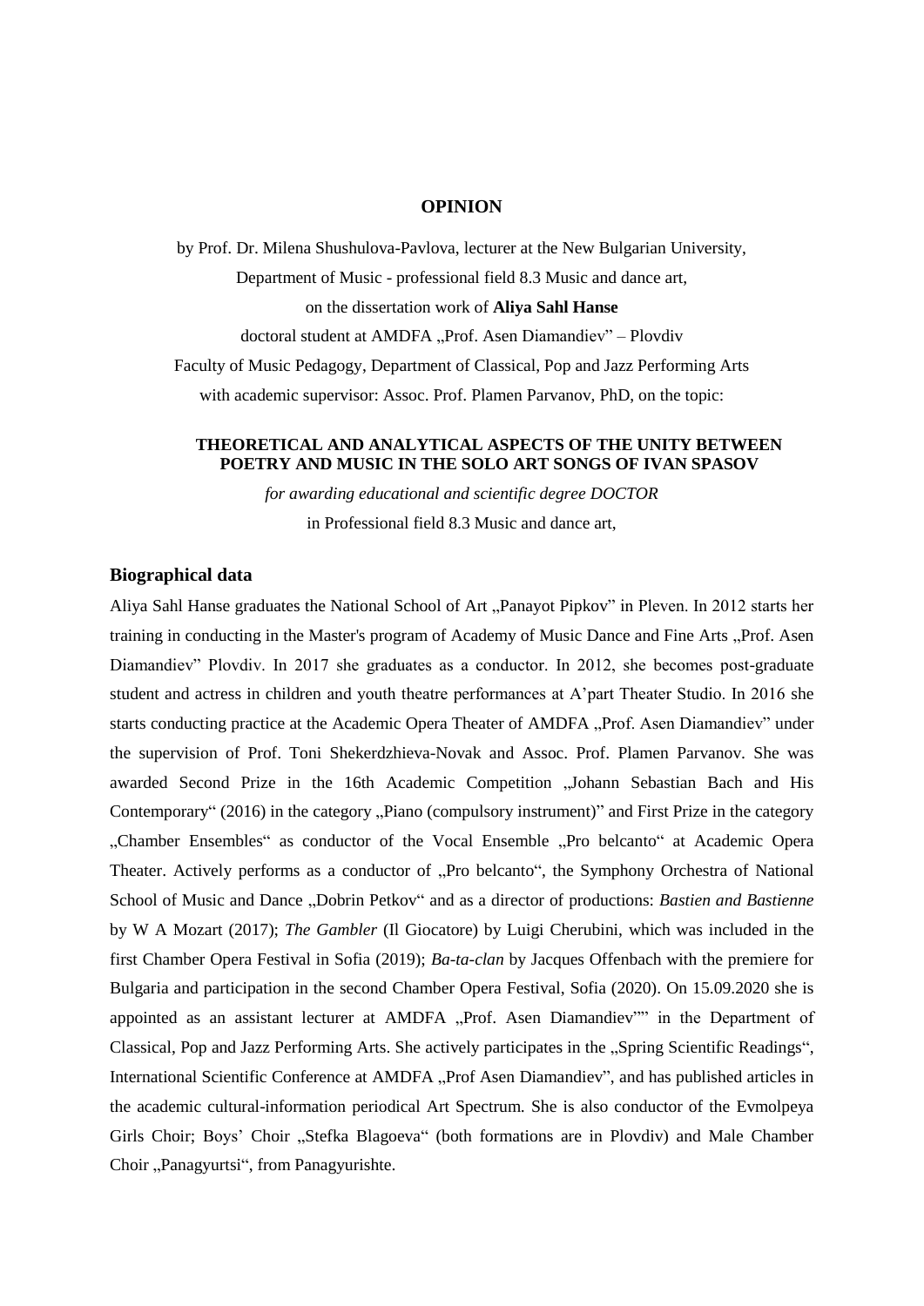**OPINION**

by Prof. Dr. Milena Shushulova-Pavlova, lecturer at the New Bulgarian University,

Department of Music - professional field 8.3 Music and dance art,

on the dissertation work of **Aliya Sahl Hanse**

doctoral student at AMDFA „Prof. Asen Diamandiev" – Plovdiv

Faculty of Music Pedagogy, Department of Classical, Pop and Jazz Performing Arts

with academic supervisor: Assoc. Prof. Plamen Parvanov, PhD, on the topic:

**THEORETICAL AND ANALYTICAL ASPECTS OF THE UNITY BETWEEN POETRY AND MUSIC IN THE SOLO ART SONGS OF IVAN SPASOV**

*for awarding educational and scientific degree DOCTOR*

in Professional field 8.3 Music and dance art,

## Biographical data

Aliya Sahl Hanse graduates the National School of Art „Panayot Pipkov" in Pleven. In 2012 starts her training in conducting in the Master's program of Academy of Music Dance and Fine Arts „Prof. Asen Diamandiev" Plovdiv. In 2017 she graduates as a conductor. In 2012, she becomes post-graduate student and actress in children and youth theatre performances at A'part Theater Studio. In 2016 she starts conducting practice at the Academic Opera Theater of AMDFA „Prof. Asen Diamandiev" under the supervision of Prof. Toni Shekerdzhieva-Novak and Assoc. Prof. Plamen Parvanov. She was awarded Second Prize in the 16th Academic Competition „Johann Sebastian Bach and His Contemporary" (2016) in the category „Piano (compulsory instrument)" and First Prize in the category „Chamber Ensembles" as conductor of the Vocal Ensemble „Pro belcanto" at Academic Opera Theater. Actively performs as a conductor of „Pro belcanto", the Symphony Orchestra of National School of Music and Dance „Dobrin Petkov" and as a director of productions: *Bastien and Bastienne* by W A Mozart (2017); *The Gambler* (Il Giocatore) by Luigi Cherubini, which was included in the first Chamber Opera Festival in Sofia (2019); *Ba-ta-clan* by Jacques Offenbach with the premiere for Bulgaria and participation in the second Chamber Opera Festival, Sofia (2020). On 15.09.2020 she is appointed as an assistant lecturer at AMDFA „Prof. Asen Diamandiev"" in the Department of Classical, Pop and Jazz Performing Arts. She actively participates in the „Spring Scientific Readings", International Scientific Conference at AMDFA „Prof Asen Diamandiev", and has published articles in the academic cultural-information periodical Art Spectrum. She is also conductor of the Evmolpeya Girls Choir; Boys' Choir „Stefka Blagoeva" (both formations are in Plovdiv) and Male Chamber Choir „Panagyurtsi", from Panagyurishte.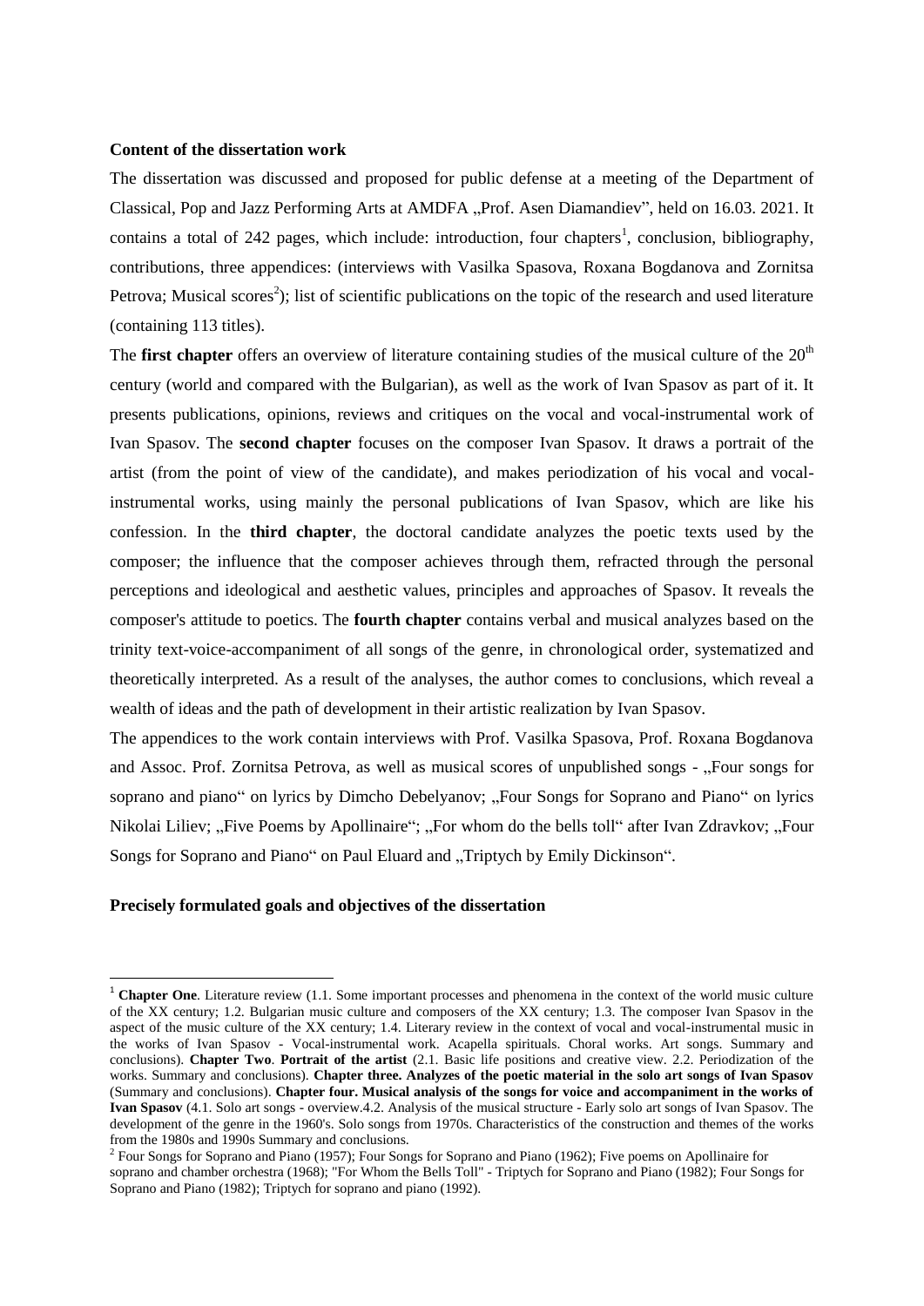**Content of the dissertation work**

The dissertation was discussed and proposed for public defense at a meeting of the Department of Classical, Pop and Jazz Performing Arts at AMDFA „Prof. Asen Diamandiev", held on 16.03. 2021. It contains a total of 242 pages, which include: introduction, four chapters[1], conclusion, bibliography, contributions, three appendices: (interviews with Vasilka Spasova, Roxana Bogdanova and Zornitsa Petrova; Musical scores[2]); list of scientific publications on the topic of the research and used literature (containing 113 titles).

The **first chapter** offers an overview of literature containing studies of the musical culture of the $20^{th}$ century (world and compared with the Bulgarian), as well as the work of Ivan Spasov as part of it. It presents publications, opinions, reviews and critiques on the vocal and vocal-instrumental work of Ivan Spasov. The **second chapter** focuses on the composer Ivan Spasov. It draws a portrait of the artist (from the point of view of the candidate), and makes periodization of his vocal and vocal-instrumental works, using mainly the personal publications of Ivan Spasov, which are like his confession. In the **third chapter**, the doctoral candidate analyzes the poetic texts used by the composer; the influence that the composer achieves through them, refracted through the personal perceptions and ideological and aesthetic values, principles and approaches of Spasov. It reveals the composer's attitude to poetics. The **fourth chapter** contains verbal and musical analyzes based on the trinity text-voice-accompaniment of all songs of the genre, in chronological order, systematized and theoretically interpreted. As a result of the analyses, the author comes to conclusions, which reveal a wealth of ideas and the path of development in their artistic realization by Ivan Spasov.

The appendices to the work contain interviews with Prof. Vasilka Spasova, Prof. Roxana Bogdanova and Assoc. Prof. Zornitsa Petrova, as well as musical scores of unpublished songs - „Four songs for soprano and piano" on lyrics by Dimcho Debelyanov; „Four Songs for Soprano and Piano" on lyrics Nikolai Liliev; „Five Poems by Apollinaire"; „For whom do the bells toll" after Ivan Zdravkov; „Four Songs for Soprano and Piano" on Paul Eluard and „Triptych by Emily Dickinson".

**Precisely formulated goals and objectives of the dissertation**

---

[1] **Chapter One**. Literature review (1.1. Some important processes and phenomena in the context of the world music culture of the XX century; 1.2. Bulgarian music culture and composers of the XX century; 1.3. The composer Ivan Spasov in the aspect of the music culture of the XX century; 1.4. Literary review in the context of vocal and vocal-instrumental music in the works of Ivan Spasov - Vocal-instrumental work. Acapella spirituals. Choral works. Art songs. Summary and conclusions). **Chapter Two**. **Portrait of the artist** (2.1. Basic life positions and creative view. 2.2. Periodization of the works. Summary and conclusions). **Chapter three. Analyzes of the poetic material in the solo art songs of Ivan Spasov** (Summary and conclusions). **Chapter four. Musical analysis of the songs for voice and accompaniment in the works of Ivan Spasov** (4.1. Solo art songs - overview.4.2. Analysis of the musical structure - Early solo art songs of Ivan Spasov. The development of the genre in the 1960's. Solo songs from 1970s. Characteristics of the construction and themes of the works from the 1980s and 1990s Summary and conclusions.

[2] Four Songs for Soprano and Piano (1957); Four Songs for Soprano and Piano (1962); Five poems on Apollinaire for soprano and chamber orchestra (1968); "For Whom the Bells Toll" - Triptych for Soprano and Piano (1982); Four Songs for Soprano and Piano (1982); Triptych for soprano and piano (1992).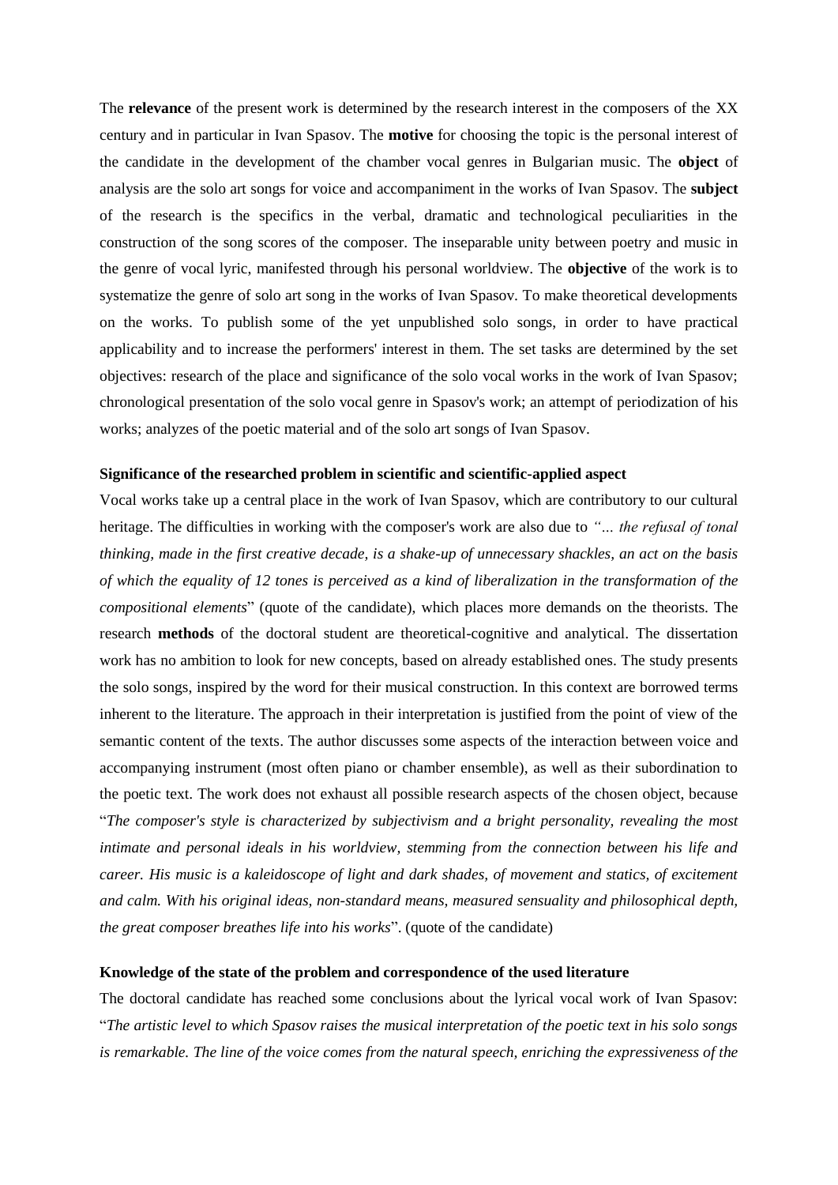The **relevance** of the present work is determined by the research interest in the composers of the XX century and in particular in Ivan Spasov. The **motive** for choosing the topic is the personal interest of the candidate in the development of the chamber vocal genres in Bulgarian music. The **object** of analysis are the solo art songs for voice and accompaniment in the works of Ivan Spasov. The **subject** of the research is the specifics in the verbal, dramatic and technological peculiarities in the construction of the song scores of the composer. The inseparable unity between poetry and music in the genre of vocal lyric, manifested through his personal worldview. The **objective** of the work is to systematize the genre of solo art song in the works of Ivan Spasov. To make theoretical developments on the works. To publish some of the yet unpublished solo songs, in order to have practical applicability and to increase the performers' interest in them. The set tasks are determined by the set objectives: research of the place and significance of the solo vocal works in the work of Ivan Spasov; chronological presentation of the solo vocal genre in Spasov's work; an attempt of periodization of his works; analyzes of the poetic material and of the solo art songs of Ivan Spasov.

**Significance of the researched problem in scientific and scientific-applied aspect**

Vocal works take up a central place in the work of Ivan Spasov, which are contributory to our cultural heritage. The difficulties in working with the composer's work are also due to *"... the refusal of tonal thinking, made in the first creative decade, is a shake-up of unnecessary shackles, an act on the basis of which the equality of 12 tones is perceived as a kind of liberalization in the transformation of the compositional elements*" (quote of the candidate), which places more demands on the theorists. The research **methods** of the doctoral student are theoretical-cognitive and analytical. The dissertation work has no ambition to look for new concepts, based on already established ones. The study presents the solo songs, inspired by the word for their musical construction. In this context are borrowed terms inherent to the literature. The approach in their interpretation is justified from the point of view of the semantic content of the texts. The author discusses some aspects of the interaction between voice and accompanying instrument (most often piano or chamber ensemble), as well as their subordination to the poetic text. The work does not exhaust all possible research aspects of the chosen object, because "*The composer's style is characterized by subjectivism and a bright personality, revealing the most intimate and personal ideals in his worldview, stemming from the connection between his life and career. His music is a kaleidoscope of light and dark shades, of movement and statics, of excitement and calm. With his original ideas, non-standard means, measured sensuality and philosophical depth, the great composer breathes life into his works*". (quote of the candidate)

**Knowledge of the state of the problem and correspondence of the used literature**

The doctoral candidate has reached some conclusions about the lyrical vocal work of Ivan Spasov: "*The artistic level to which Spasov raises the musical interpretation of the poetic text in his solo songs is remarkable. The line of the voice comes from the natural speech, enriching the expressiveness of the*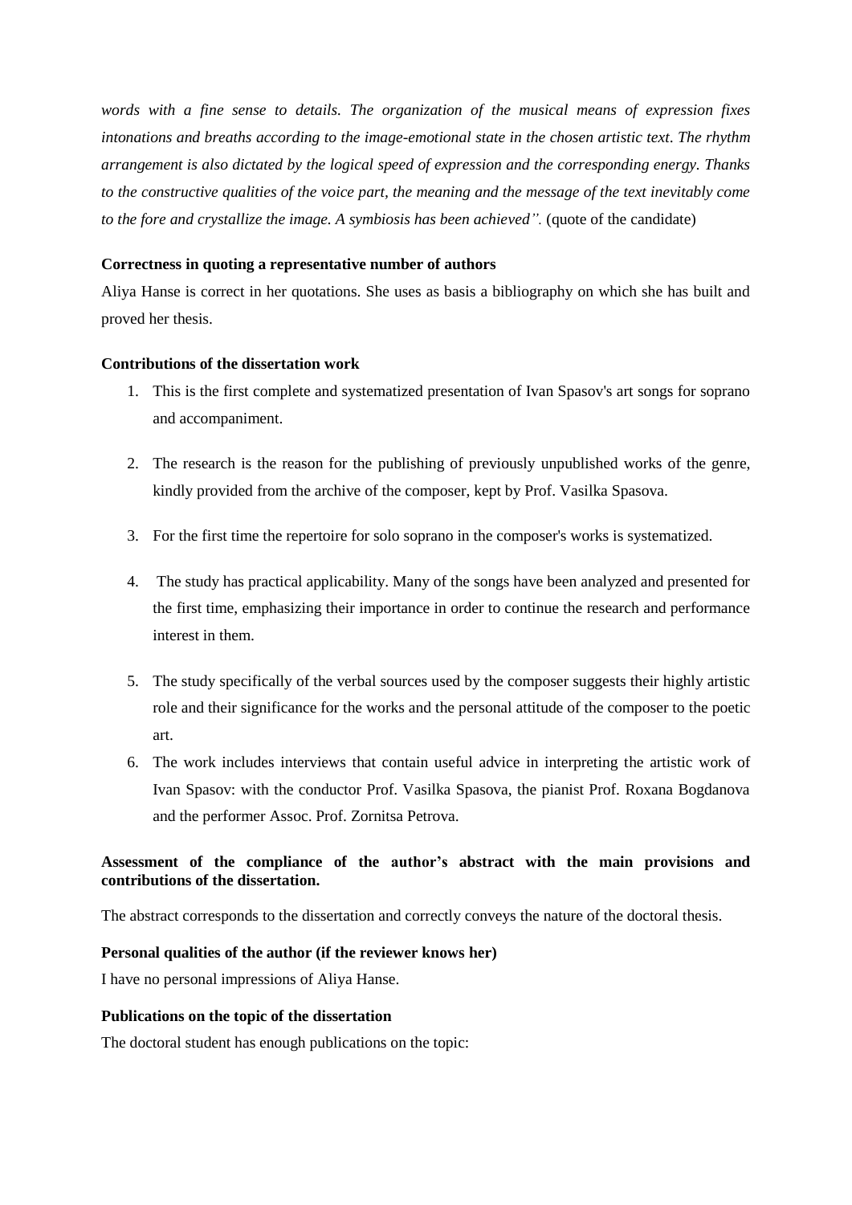*words with a fine sense to details. The organization of the musical means of expression fixes intonations and breaths according to the image-emotional state in the chosen artistic text. The rhythm arrangement is also dictated by the logical speed of expression and the corresponding energy. Thanks to the constructive qualities of the voice part, the meaning and the message of the text inevitably come to the fore and crystallize the image. A symbiosis has been achieved".* (quote of the candidate)

**Correctness in quoting a representative number of authors**

Aliya Hanse is correct in her quotations. She uses as basis a bibliography on which she has built and proved her thesis.

**Contributions of the dissertation work**

1. This is the first complete and systematized presentation of Ivan Spasov's art songs for soprano and accompaniment.
2. The research is the reason for the publishing of previously unpublished works of the genre, kindly provided from the archive of the composer, kept by Prof. Vasilka Spasova.
3. For the first time the repertoire for solo soprano in the composer's works is systematized.
4. The study has practical applicability. Many of the songs have been analyzed and presented for the first time, emphasizing their importance in order to continue the research and performance interest in them.
5. The study specifically of the verbal sources used by the composer suggests their highly artistic role and their significance for the works and the personal attitude of the composer to the poetic art.
6. The work includes interviews that contain useful advice in interpreting the artistic work of Ivan Spasov: with the conductor Prof. Vasilka Spasova, the pianist Prof. Roxana Bogdanova and the performer Assoc. Prof. Zornitsa Petrova.

**Assessment of the compliance of the author's abstract with the main provisions and contributions of the dissertation.**

The abstract corresponds to the dissertation and correctly conveys the nature of the doctoral thesis.

**Personal qualities of the author (if the reviewer knows her)**

I have no personal impressions of Aliya Hanse.

**Publications on the topic of the dissertation**

The doctoral student has enough publications on the topic: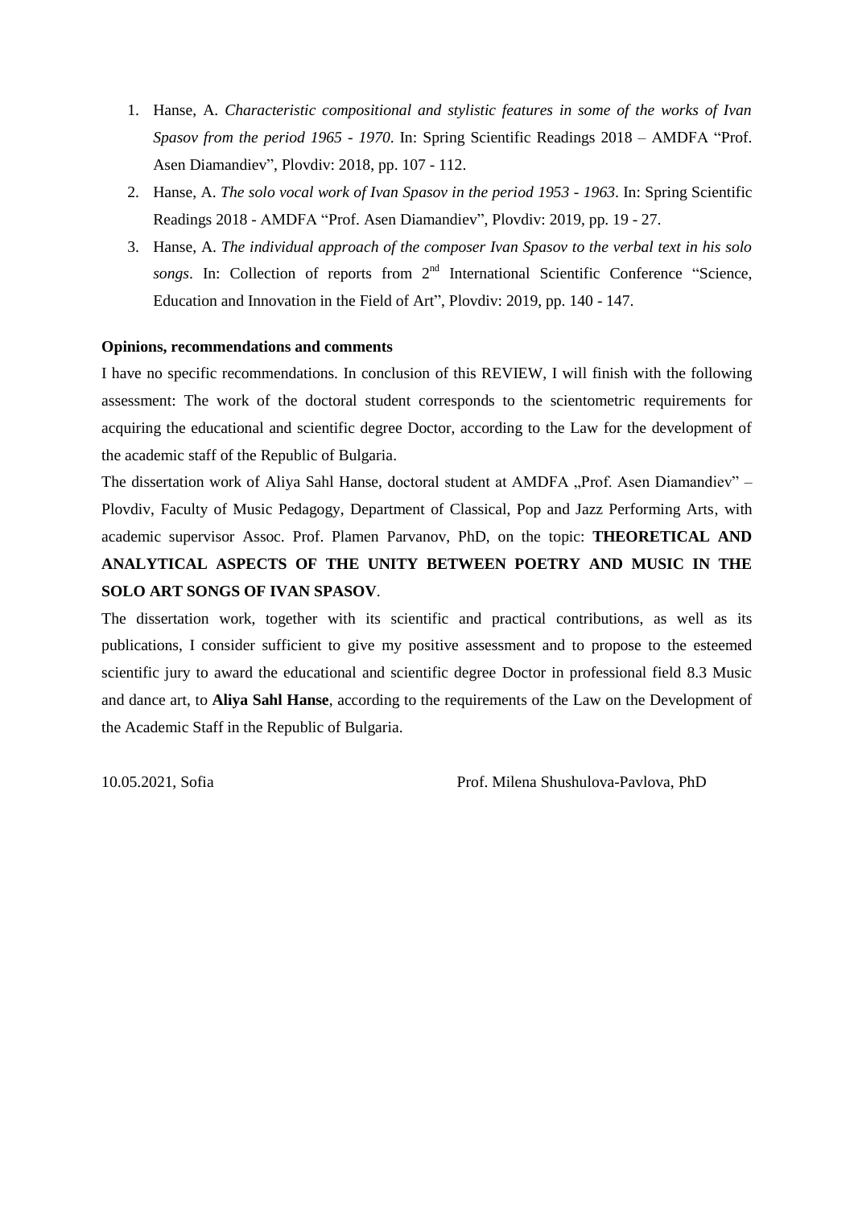1. Hanse, A. *Characteristic compositional and stylistic features in some of the works of Ivan Spasov from the period 1965 - 1970*. In: Spring Scientific Readings 2018 – AMDFA "Prof. Asen Diamandiev", Plovdiv: 2018, pp. 107 - 112.
2. Hanse, A. *The solo vocal work of Ivan Spasov in the period 1953 - 1963*. In: Spring Scientific Readings 2018 - AMDFA "Prof. Asen Diamandiev", Plovdiv: 2019, pp. 19 - 27.
3. Hanse, A. *The individual approach of the composer Ivan Spasov to the verbal text in his solo songs*. In: Collection of reports from 2nd International Scientific Conference "Science, Education and Innovation in the Field of Art", Plovdiv: 2019, pp. 140 - 147.

**Opinions, recommendations and comments**

I have no specific recommendations. In conclusion of this REVIEW, I will finish with the following assessment: The work of the doctoral student corresponds to the scientometric requirements for acquiring the educational and scientific degree Doctor, according to the Law for the development of the academic staff of the Republic of Bulgaria.

The dissertation work of Aliya Sahl Hanse, doctoral student at AMDFA „Prof. Asen Diamandiev" – Plovdiv, Faculty of Music Pedagogy, Department of Classical, Pop and Jazz Performing Arts, with academic supervisor Assoc. Prof. Plamen Parvanov, PhD, on the topic: **THEORETICAL AND ANALYTICAL ASPECTS OF THE UNITY BETWEEN POETRY AND MUSIC IN THE SOLO ART SONGS OF IVAN SPASOV**.

The dissertation work, together with its scientific and practical contributions, as well as its publications, I consider sufficient to give my positive assessment and to propose to the esteemed scientific jury to award the educational and scientific degree Doctor in professional field 8.3 Music and dance art, to **Aliya Sahl Hanse**, according to the requirements of the Law on the Development of the Academic Staff in the Republic of Bulgaria.

10.05.2021, Sofia

Prof. Milena Shushulova-Pavlova, PhD